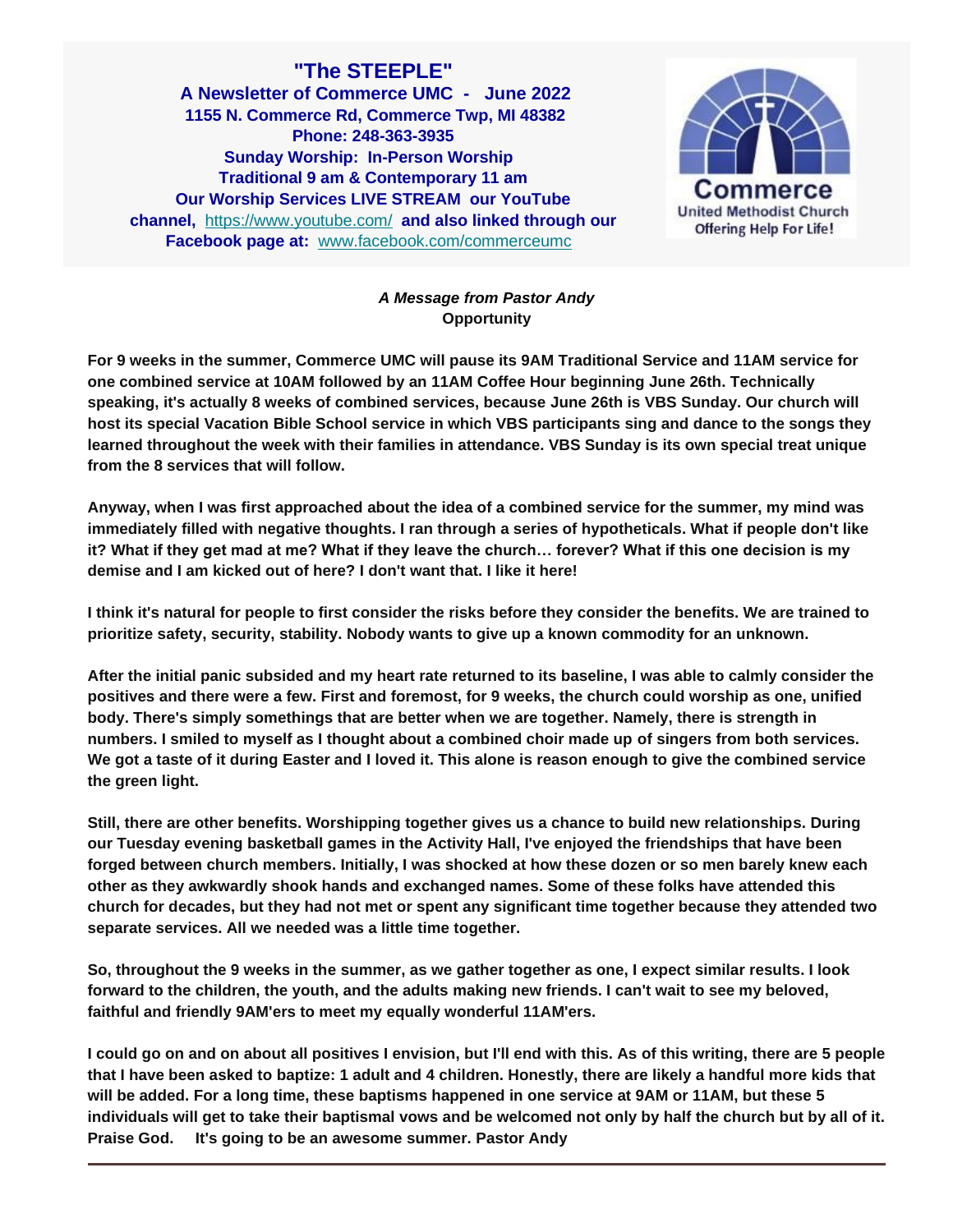# "The STEEPLE"

**A Newsletter of Commerce UMC - June 2022**
**1155 N. Commerce Rd, Commerce Twp, MI 48382**
**Phone: 248-363-3935**
**Sunday Worship: In-Person Worship**
**Traditional 9 am & Contemporary 11 am**
**Our Worship Services LIVE STREAM our YouTube channel,** https://www.youtube.com/ **and also linked through our Facebook page at:** www.facebook.com/commerceumc

Commerce
United Methodist Church
Offering Help For Life!

***A Message from Pastor Andy***

**Opportunity**

**For 9 weeks in the summer, Commerce UMC will pause its 9AM Traditional Service and 11AM service for one combined service at 10AM followed by an 11AM Coffee Hour beginning June 26th. Technically speaking, it's actually 8 weeks of combined services, because June 26th is VBS Sunday. Our church will host its special Vacation Bible School service in which VBS participants sing and dance to the songs they learned throughout the week with their families in attendance. VBS Sunday is its own special treat unique from the 8 services that will follow.**

**Anyway, when I was first approached about the idea of a combined service for the summer, my mind was immediately filled with negative thoughts. I ran through a series of hypotheticals. What if people don't like it? What if they get mad at me? What if they leave the church… forever? What if this one decision is my demise and I am kicked out of here? I don't want that. I like it here!**

**I think it's natural for people to first consider the risks before they consider the benefits. We are trained to prioritize safety, security, stability. Nobody wants to give up a known commodity for an unknown.**

**After the initial panic subsided and my heart rate returned to its baseline, I was able to calmly consider the positives and there were a few. First and foremost, for 9 weeks, the church could worship as one, unified body. There's simply somethings that are better when we are together. Namely, there is strength in numbers. I smiled to myself as I thought about a combined choir made up of singers from both services. We got a taste of it during Easter and I loved it. This alone is reason enough to give the combined service the green light.**

**Still, there are other benefits. Worshipping together gives us a chance to build new relationships. During our Tuesday evening basketball games in the Activity Hall, I've enjoyed the friendships that have been forged between church members. Initially, I was shocked at how these dozen or so men barely knew each other as they awkwardly shook hands and exchanged names. Some of these folks have attended this church for decades, but they had not met or spent any significant time together because they attended two separate services. All we needed was a little time together.**

**So, throughout the 9 weeks in the summer, as we gather together as one, I expect similar results. I look forward to the children, the youth, and the adults making new friends. I can't wait to see my beloved, faithful and friendly 9AM'ers to meet my equally wonderful 11AM'ers.**

**I could go on and on about all positives I envision, but I'll end with this. As of this writing, there are 5 people that I have been asked to baptize: 1 adult and 4 children. Honestly, there are likely a handful more kids that will be added. For a long time, these baptisms happened in one service at 9AM or 11AM, but these 5 individuals will get to take their baptismal vows and be welcomed not only by half the church but by all of it. Praise God. It's going to be an awesome summer. Pastor Andy**

---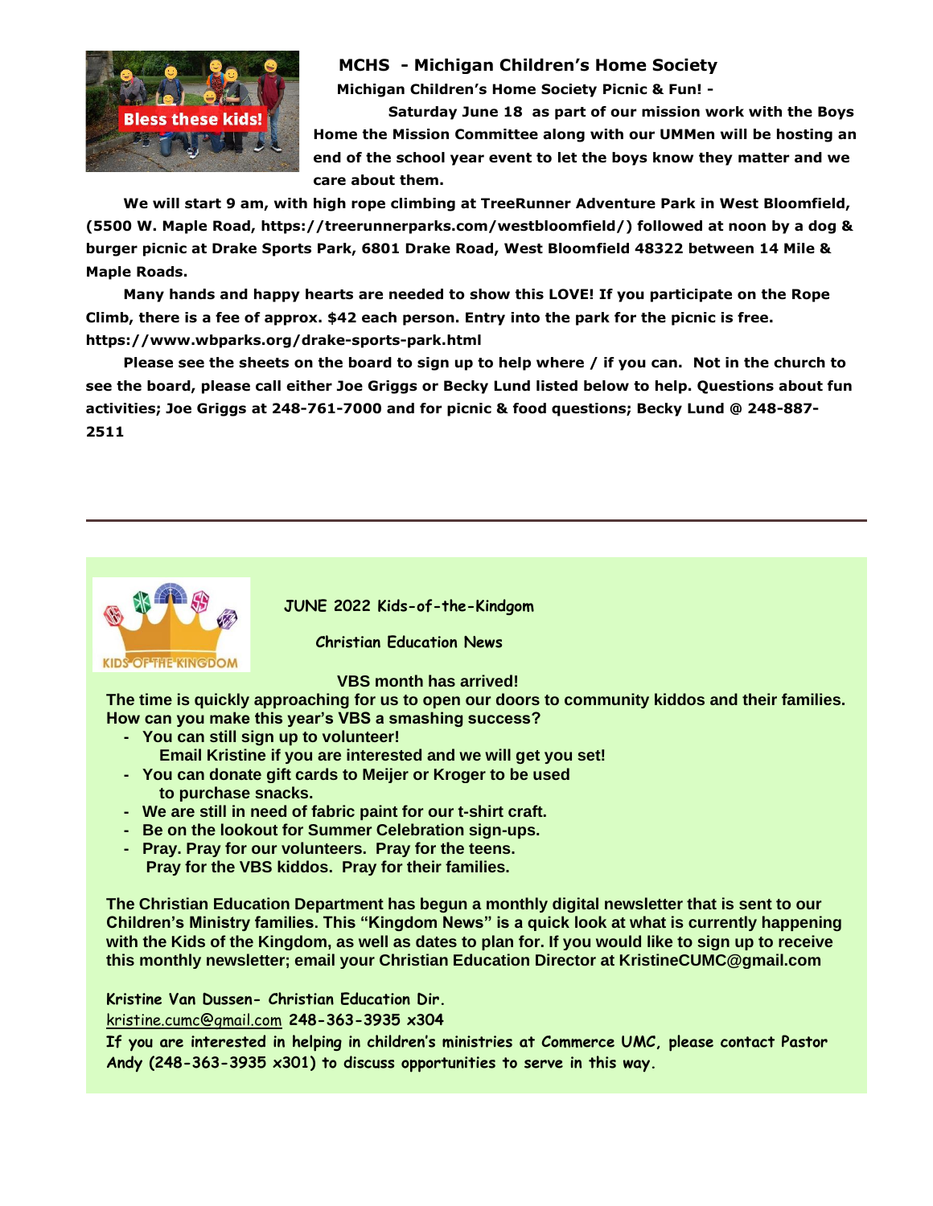## MCHS - Michigan Children's Home Society

**Michigan Children's Home Society Picnic & Fun! -**

**Saturday June 18 as part of our mission work with the Boys Home the Mission Committee along with our UMMen will be hosting an end of the school year event to let the boys know they matter and we care about them.**

**We will start 9 am, with high rope climbing at TreeRunner Adventure Park in West Bloomfield, (5500 W. Maple Road, https://treerunnerparks.com/westbloomfield/) followed at noon by a dog & burger picnic at Drake Sports Park, 6801 Drake Road, West Bloomfield 48322 between 14 Mile & Maple Roads.**

**Many hands and happy hearts are needed to show this LOVE! If you participate on the Rope Climb, there is a fee of approx. $42 each person. Entry into the park for the picnic is free. https://www.wbparks.org/drake-sports-park.html**

**Please see the sheets on the board to sign up to help where / if you can. Not in the church to see the board, please call either Joe Griggs or Becky Lund listed below to help. Questions about fun activities; Joe Griggs at 248-761-7000 and for picnic & food questions; Becky Lund @ 248-887-2511**

---

## JUNE 2022 Kids-of-the-Kindgom

### Christian Education News

**VBS month has arrived!**

**The time is quickly approaching for us to open our doors to community kiddos and their families. How can you make this year's VBS a smashing success?**

- **You can still sign up to volunteer!**
  **Email Kristine if you are interested and we will get you set!**
- **You can donate gift cards to Meijer or Kroger to be used to purchase snacks.**
- **We are still in need of fabric paint for our t-shirt craft.**
- **Be on the lookout for Summer Celebration sign-ups.**
- **Pray. Pray for our volunteers. Pray for the teens. Pray for the VBS kiddos. Pray for their families.**

**The Christian Education Department has begun a monthly digital newsletter that is sent to our Children's Ministry families. This "Kingdom News" is a quick look at what is currently happening with the Kids of the Kingdom, as well as dates to plan for. If you would like to sign up to receive this monthly newsletter; email your Christian Education Director at KristineCUMC@gmail.com**

**Kristine Van Dussen- Christian Education Dir.**
kristine.cumc@gmail.com **248-363-3935 x304**
**If you are interested in helping in children's ministries at Commerce UMC, please contact Pastor Andy (248-363-3935 x301) to discuss opportunities to serve in this way.**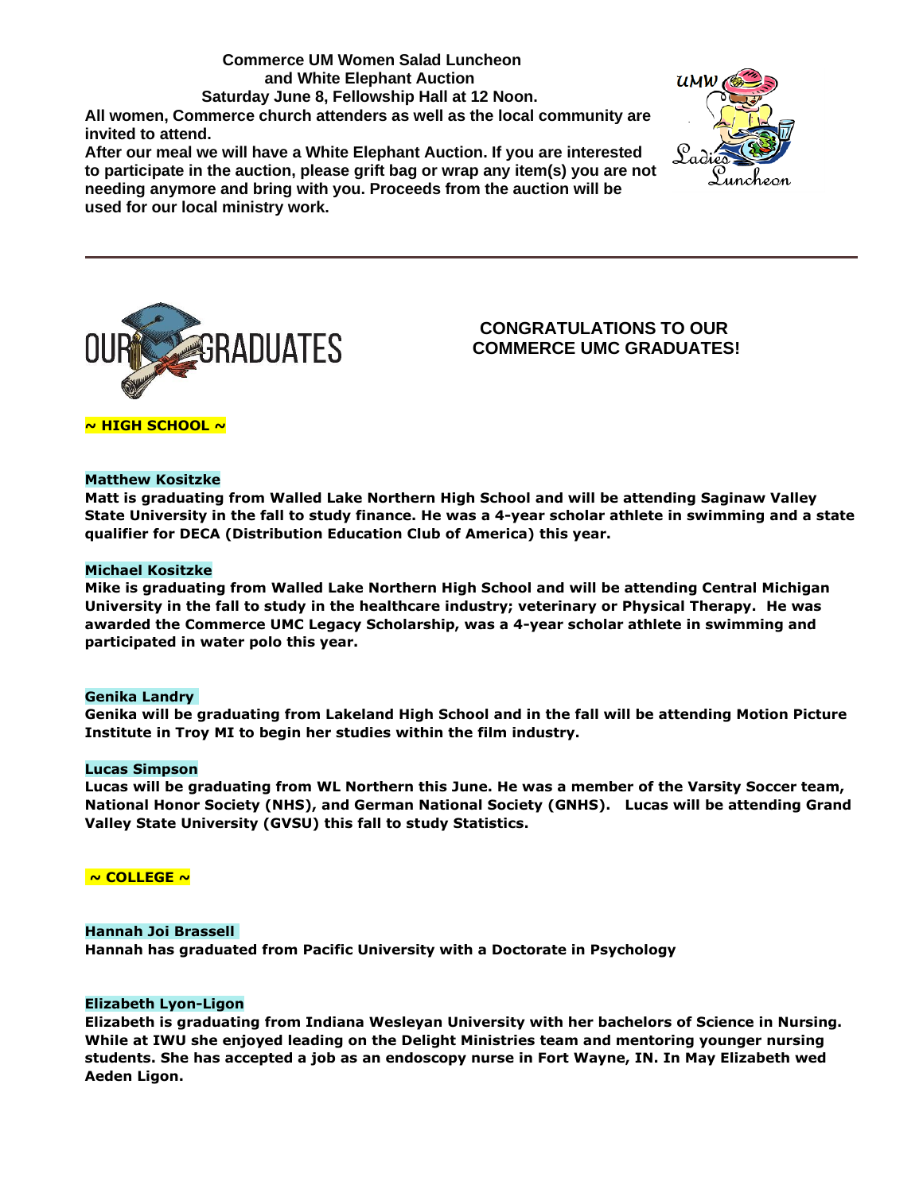**Commerce UM Women Salad Luncheon**
**and White Elephant Auction**
**Saturday June 8, Fellowship Hall at 12 Noon.**

**All women, Commerce church attenders as well as the local community are invited to attend.**

**After our meal we will have a White Elephant Auction. If you are interested to participate in the auction, please grift bag or wrap any item(s) you are not needing anymore and bring with you. Proceeds from the auction will be used for our local ministry work.**

---

# OUR GRADUATES

## CONGRATULATIONS TO OUR COMMERCE UMC GRADUATES!

### ~ HIGH SCHOOL ~

**Matthew Kositzke**
**Matt is graduating from Walled Lake Northern High School and will be attending Saginaw Valley State University in the fall to study finance. He was a 4-year scholar athlete in swimming and a state qualifier for DECA (Distribution Education Club of America) this year.**

**Michael Kositzke**
**Mike is graduating from Walled Lake Northern High School and will be attending Central Michigan University in the fall to study in the healthcare industry; veterinary or Physical Therapy. He was awarded the Commerce UMC Legacy Scholarship, was a 4-year scholar athlete in swimming and participated in water polo this year.**

**Genika Landry**
**Genika will be graduating from Lakeland High School and in the fall will be attending Motion Picture Institute in Troy MI to begin her studies within the film industry.**

**Lucas Simpson**
**Lucas will be graduating from WL Northern this June. He was a member of the Varsity Soccer team, National Honor Society (NHS), and German National Society (GNHS). Lucas will be attending Grand Valley State University (GVSU) this fall to study Statistics.**

### ~ COLLEGE ~

**Hannah Joi Brassell**
**Hannah has graduated from Pacific University with a Doctorate in Psychology**

**Elizabeth Lyon-Ligon**
**Elizabeth is graduating from Indiana Wesleyan University with her bachelors of Science in Nursing. While at IWU she enjoyed leading on the Delight Ministries team and mentoring younger nursing students. She has accepted a job as an endoscopy nurse in Fort Wayne, IN. In May Elizabeth wed Aeden Ligon.**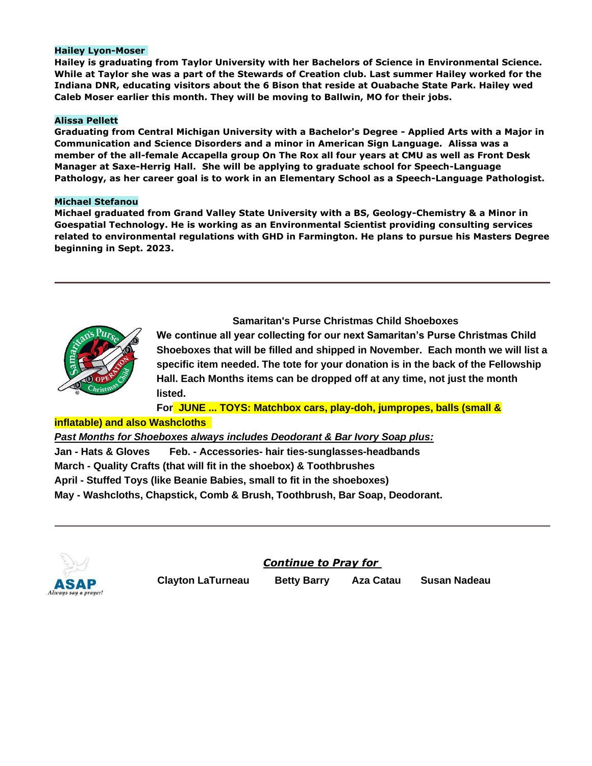**Hailey Lyon-Moser**

**Hailey is graduating from Taylor University with her Bachelors of Science in Environmental Science. While at Taylor she was a part of the Stewards of Creation club. Last summer Hailey worked for the Indiana DNR, educating visitors about the 6 Bison that reside at Ouabache State Park. Hailey wed Caleb Moser earlier this month. They will be moving to Ballwin, MO for their jobs.**

**Alissa Pellett**

**Graduating from Central Michigan University with a Bachelor's Degree - Applied Arts with a Major in Communication and Science Disorders and a minor in American Sign Language. Alissa was a member of the all-female Accapella group On The Rox all four years at CMU as well as Front Desk Manager at Saxe-Herrig Hall. She will be applying to graduate school for Speech-Language Pathology, as her career goal is to work in an Elementary School as a Speech-Language Pathologist.**

**Michael Stefanou**

**Michael graduated from Grand Valley State University with a BS, Geology-Chemistry & a Minor in Goespatial Technology. He is working as an Environmental Scientist providing consulting services related to environmental regulations with GHD in Farmington. He plans to pursue his Masters Degree beginning in Sept. 2023.**

---

**Samaritan's Purse Christmas Child Shoeboxes**

**We continue all year collecting for our next Samaritan's Purse Christmas Child Shoeboxes that will be filled and shipped in November. Each month we will list a specific item needed. The tote for your donation is in the back of the Fellowship Hall. Each Months items can be dropped off at any time, not just the month listed.**

**For JUNE ... TOYS: Matchbox cars, play-doh, jumpropes, balls (small & inflatable) and also Washcloths**

***Past Months for Shoeboxes always includes Deodorant & Bar Ivory Soap plus:***

**Jan - Hats & Gloves      Feb. - Accessories- hair ties-sunglasses-headbands**

**March - Quality Crafts (that will fit in the shoebox) & Toothbrushes**

**April - Stuffed Toys (like Beanie Babies, small to fit in the shoeboxes)**

**May - Washcloths, Chapstick, Comb & Brush, Toothbrush, Bar Soap, Deodorant.**

---

***Continue to Pray for***

**Clayton LaTurneau      Betty Barry      Aza Catau      Susan Nadeau**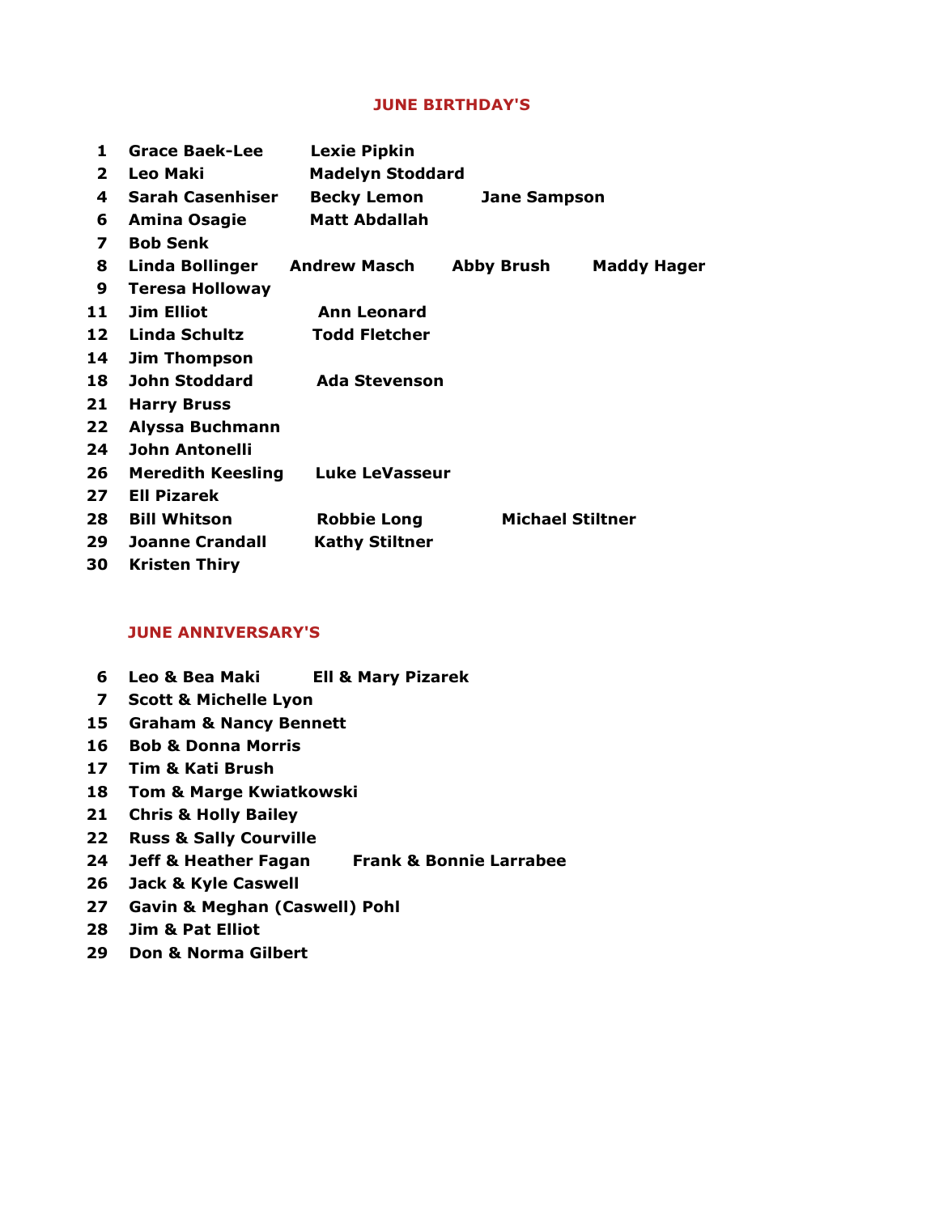## JUNE BIRTHDAY'S

| | | | | |
|---|---|---|---|---|
| **1** | **Grace Baek-Lee** | **Lexie Pipkin** | | |
| **2** | **Leo Maki** | **Madelyn Stoddard** | | |
| **4** | **Sarah Casenhiser** | **Becky Lemon** | **Jane Sampson** | |
| **6** | **Amina Osagie** | **Matt Abdallah** | | |
| **7** | **Bob Senk** | | | |
| **8** | **Linda Bollinger** | **Andrew Masch** | **Abby Brush** | **Maddy Hager** |
| **9** | **Teresa Holloway** | | | |
| **11** | **Jim Elliot** | **Ann Leonard** | | |
| **12** | **Linda Schultz** | **Todd Fletcher** | | |
| **14** | **Jim Thompson** | | | |
| **18** | **John Stoddard** | **Ada Stevenson** | | |
| **21** | **Harry Bruss** | | | |
| **22** | **Alyssa Buchmann** | | | |
| **24** | **John Antonelli** | | | |
| **26** | **Meredith Keesling** | **Luke LeVasseur** | | |
| **27** | **Ell Pizarek** | | | |
| **28** | **Bill Whitson** | **Robbie Long** | **Michael Stiltner** | |
| **29** | **Joanne Crandall** | **Kathy Stiltner** | | |
| **30** | **Kristen Thiry** | | | |

## JUNE ANNIVERSARY'S

| | | |
|---|---|---|
| **6** | **Leo & Bea Maki** | **Ell & Mary Pizarek** |
| **7** | **Scott & Michelle Lyon** | |
| **15** | **Graham & Nancy Bennett** | |
| **16** | **Bob & Donna Morris** | |
| **17** | **Tim & Kati Brush** | |
| **18** | **Tom & Marge Kwiatkowski** | |
| **21** | **Chris & Holly Bailey** | |
| **22** | **Russ & Sally Courville** | |
| **24** | **Jeff & Heather Fagan** | **Frank & Bonnie Larrabee** |
| **26** | **Jack & Kyle Caswell** | |
| **27** | **Gavin & Meghan (Caswell) Pohl** | |
| **28** | **Jim & Pat Elliot** | |
| **29** | **Don & Norma Gilbert** | |